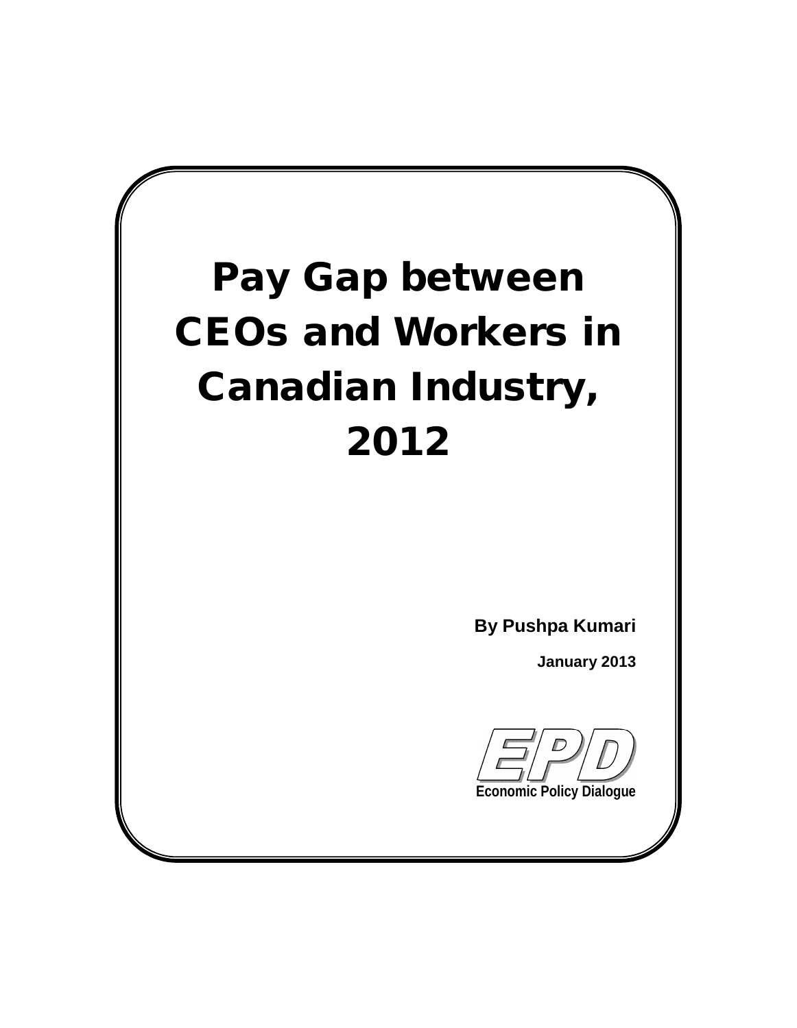# Pay Gap between CEOs and Workers in Canadian Industry, 2012

**By Pushpa Kumari**

**January 2013**

**EPD**

**Economic Policy Dialogue**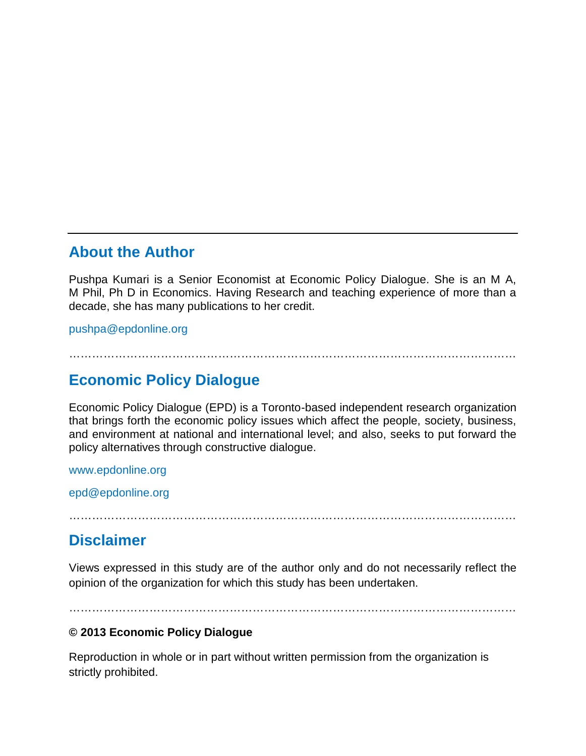## About the Author

Pushpa Kumari is a Senior Economist at Economic Policy Dialogue. She is an M A, M Phil, Ph D in Economics. Having Research and teaching experience of more than a decade, she has many publications to her credit.

pushpa@epdonline.org

…………………………………………………………………………………………………

## Economic Policy Dialogue

Economic Policy Dialogue (EPD) is a Toronto-based independent research organization that brings forth the economic policy issues which affect the people, society, business, and environment at national and international level; and also, seeks to put forward the policy alternatives through constructive dialogue.

www.epdonline.org

epd@epdonline.org

…………………………………………………………………………………………………

## Disclaimer

Views expressed in this study are of the author only and do not necessarily reflect the opinion of the organization for which this study has been undertaken.

…………………………………………………………………………………………………

**© 2013 Economic Policy Dialogue**

Reproduction in whole or in part without written permission from the organization is strictly prohibited.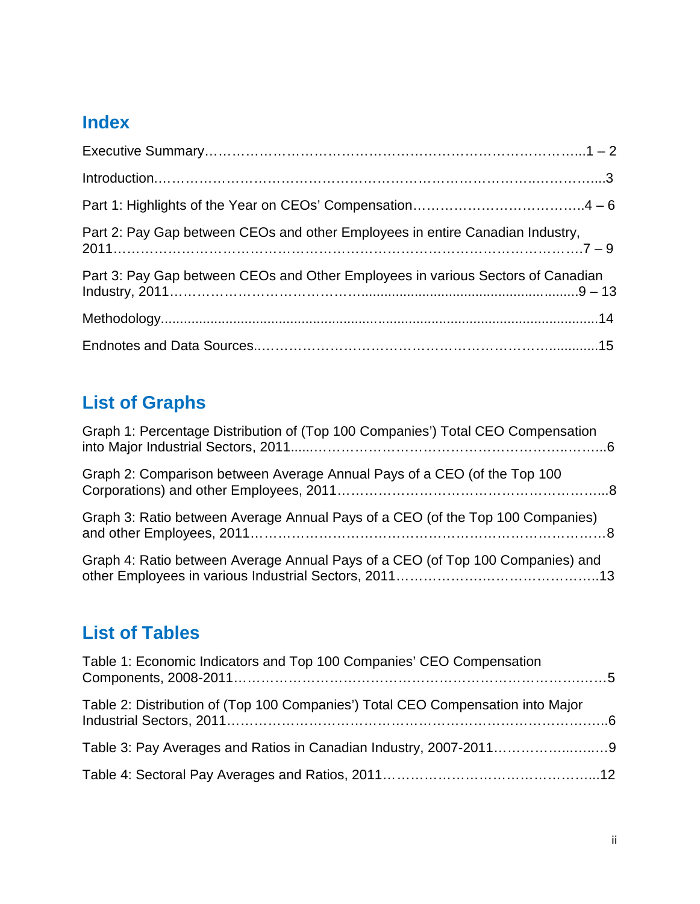## Index

Executive Summary……………………………………………………………………….....1 – 2

Introduction.………………………………………………………………………….……….....3

Part 1: Highlights of the Year on CEOs' Compensation……………………………….4 – 6

Part 2: Pay Gap between CEOs and other Employees in entire Canadian Industry, 2011…………………………………………………………………………………………7 – 9

Part 3: Pay Gap between CEOs and Other Employees in various Sectors of Canadian Industry, 2011…………………………………...........................................................9 – 13

Methodology......................................................................................................................14

Endnotes and Data Sources.……………………………………………………….............15

## List of Graphs

Graph 1: Percentage Distribution of (Top 100 Companies') Total CEO Compensation into Major Industrial Sectors, 2011.....……………………………………………….….……...6

Graph 2: Comparison between Average Annual Pays of a CEO (of the Top 100 Corporations) and other Employees, 2011………………………………………………….....8

Graph 3: Ratio between Average Annual Pays of a CEO (of the Top 100 Companies) and other Employees, 2011……….……….……….……….……….……….……….…….…8

Graph 4: Ratio between Average Annual Pays of a CEO (of Top 100 Companies) and other Employees in various Industrial Sectors, 2011……….……….……….……….…..13

## List of Tables

Table 1: Economic Indicators and Top 100 Companies' CEO Compensation Components, 2008-2011……………………………………………………………….……5

Table 2: Distribution of (Top 100 Companies') Total CEO Compensation into Major Industrial Sectors, 2011………………………………………………………………………..6

Table 3: Pay Averages and Ratios in Canadian Industry, 2007-2011……………..….…9

Table 4: Sectoral Pay Averages and Ratios, 2011…………………………………….....12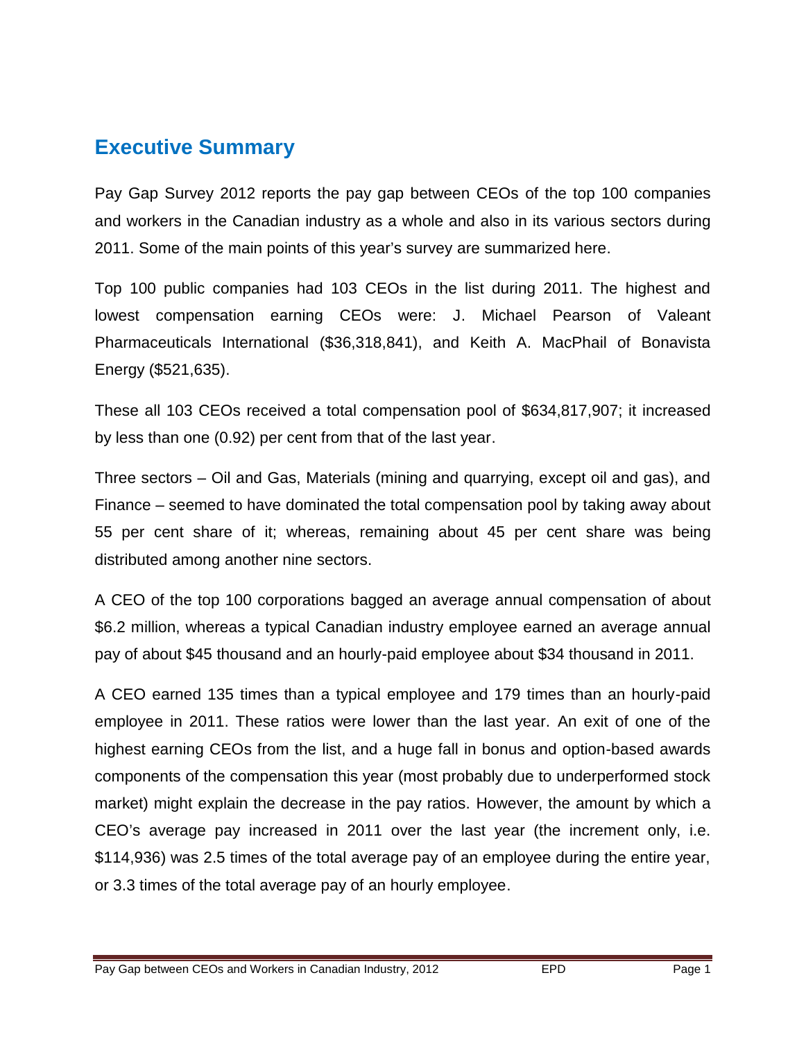## Executive Summary

Pay Gap Survey 2012 reports the pay gap between CEOs of the top 100 companies and workers in the Canadian industry as a whole and also in its various sectors during 2011. Some of the main points of this year's survey are summarized here.

Top 100 public companies had 103 CEOs in the list during 2011. The highest and lowest compensation earning CEOs were: J. Michael Pearson of Valeant Pharmaceuticals International ($36,318,841), and Keith A. MacPhail of Bonavista Energy ($521,635).

These all 103 CEOs received a total compensation pool of $634,817,907; it increased by less than one (0.92) per cent from that of the last year.

Three sectors – Oil and Gas, Materials (mining and quarrying, except oil and gas), and Finance – seemed to have dominated the total compensation pool by taking away about 55 per cent share of it; whereas, remaining about 45 per cent share was being distributed among another nine sectors.

A CEO of the top 100 corporations bagged an average annual compensation of about $6.2 million, whereas a typical Canadian industry employee earned an average annual pay of about $45 thousand and an hourly-paid employee about $34 thousand in 2011.

A CEO earned 135 times than a typical employee and 179 times than an hourly-paid employee in 2011. These ratios were lower than the last year. An exit of one of the highest earning CEOs from the list, and a huge fall in bonus and option-based awards components of the compensation this year (most probably due to underperformed stock market) might explain the decrease in the pay ratios. However, the amount by which a CEO's average pay increased in 2011 over the last year (the increment only, i.e. $114,936) was 2.5 times of the total average pay of an employee during the entire year, or 3.3 times of the total average pay of an hourly employee.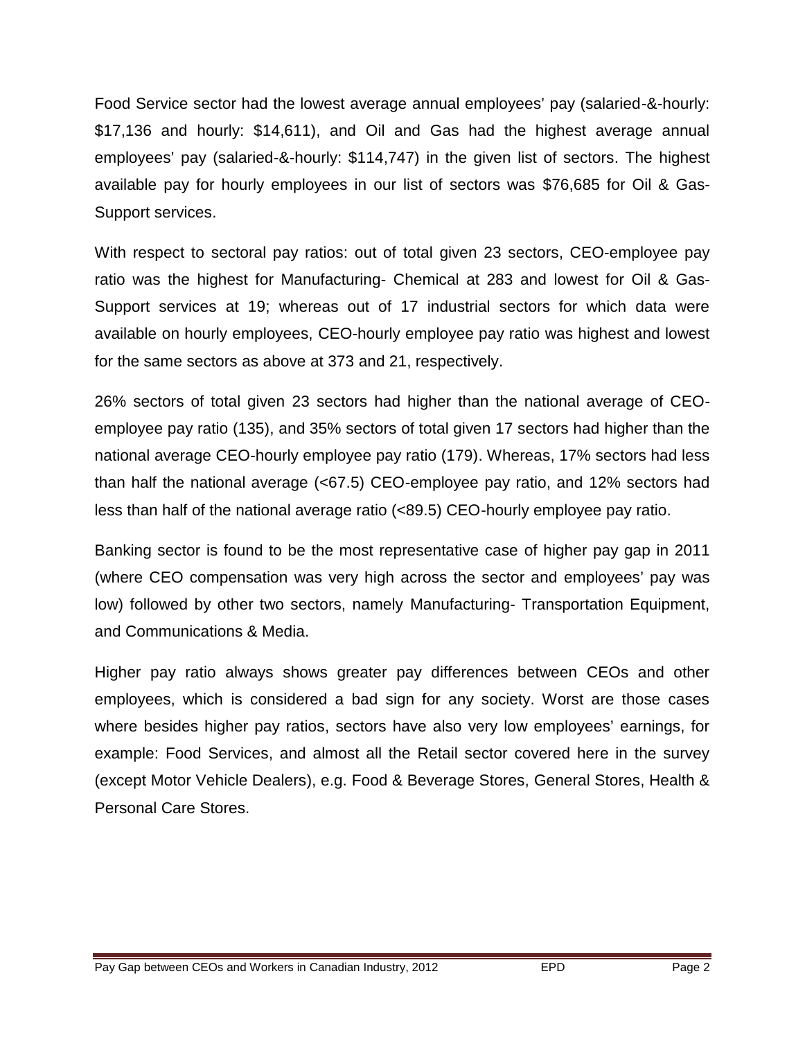Food Service sector had the lowest average annual employees' pay (salaried-&-hourly: $17,136 and hourly: $14,611), and Oil and Gas had the highest average annual employees' pay (salaried-&-hourly: $114,747) in the given list of sectors. The highest available pay for hourly employees in our list of sectors was $76,685 for Oil & Gas-Support services.

With respect to sectoral pay ratios: out of total given 23 sectors, CEO-employee pay ratio was the highest for Manufacturing- Chemical at 283 and lowest for Oil & Gas-Support services at 19; whereas out of 17 industrial sectors for which data were available on hourly employees, CEO-hourly employee pay ratio was highest and lowest for the same sectors as above at 373 and 21, respectively.

26% sectors of total given 23 sectors had higher than the national average of CEO-employee pay ratio (135), and 35% sectors of total given 17 sectors had higher than the national average CEO-hourly employee pay ratio (179). Whereas, 17% sectors had less than half the national average (<67.5) CEO-employee pay ratio, and 12% sectors had less than half of the national average ratio (<89.5) CEO-hourly employee pay ratio.

Banking sector is found to be the most representative case of higher pay gap in 2011 (where CEO compensation was very high across the sector and employees' pay was low) followed by other two sectors, namely Manufacturing- Transportation Equipment, and Communications & Media.

Higher pay ratio always shows greater pay differences between CEOs and other employees, which is considered a bad sign for any society. Worst are those cases where besides higher pay ratios, sectors have also very low employees' earnings, for example: Food Services, and almost all the Retail sector covered here in the survey (except Motor Vehicle Dealers), e.g. Food & Beverage Stores, General Stores, Health & Personal Care Stores.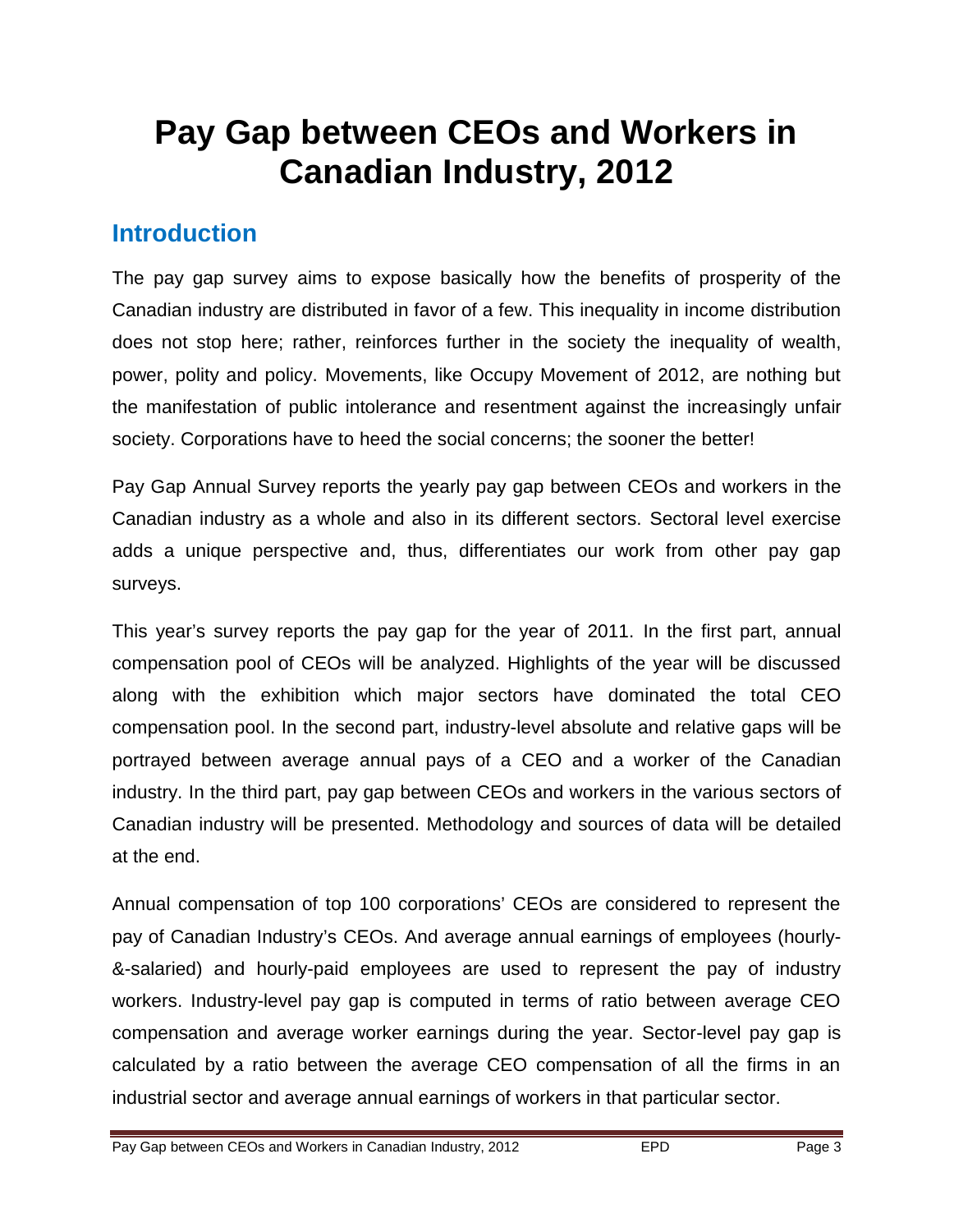# Pay Gap between CEOs and Workers in Canadian Industry, 2012

## Introduction

The pay gap survey aims to expose basically how the benefits of prosperity of the Canadian industry are distributed in favor of a few. This inequality in income distribution does not stop here; rather, reinforces further in the society the inequality of wealth, power, polity and policy. Movements, like Occupy Movement of 2012, are nothing but the manifestation of public intolerance and resentment against the increasingly unfair society. Corporations have to heed the social concerns; the sooner the better!

Pay Gap Annual Survey reports the yearly pay gap between CEOs and workers in the Canadian industry as a whole and also in its different sectors. Sectoral level exercise adds a unique perspective and, thus, differentiates our work from other pay gap surveys.

This year's survey reports the pay gap for the year of 2011. In the first part, annual compensation pool of CEOs will be analyzed. Highlights of the year will be discussed along with the exhibition which major sectors have dominated the total CEO compensation pool. In the second part, industry-level absolute and relative gaps will be portrayed between average annual pays of a CEO and a worker of the Canadian industry. In the third part, pay gap between CEOs and workers in the various sectors of Canadian industry will be presented. Methodology and sources of data will be detailed at the end.

Annual compensation of top 100 corporations' CEOs are considered to represent the pay of Canadian Industry's CEOs. And average annual earnings of employees (hourly-&-salaried) and hourly-paid employees are used to represent the pay of industry workers. Industry-level pay gap is computed in terms of ratio between average CEO compensation and average worker earnings during the year. Sector-level pay gap is calculated by a ratio between the average CEO compensation of all the firms in an industrial sector and average annual earnings of workers in that particular sector.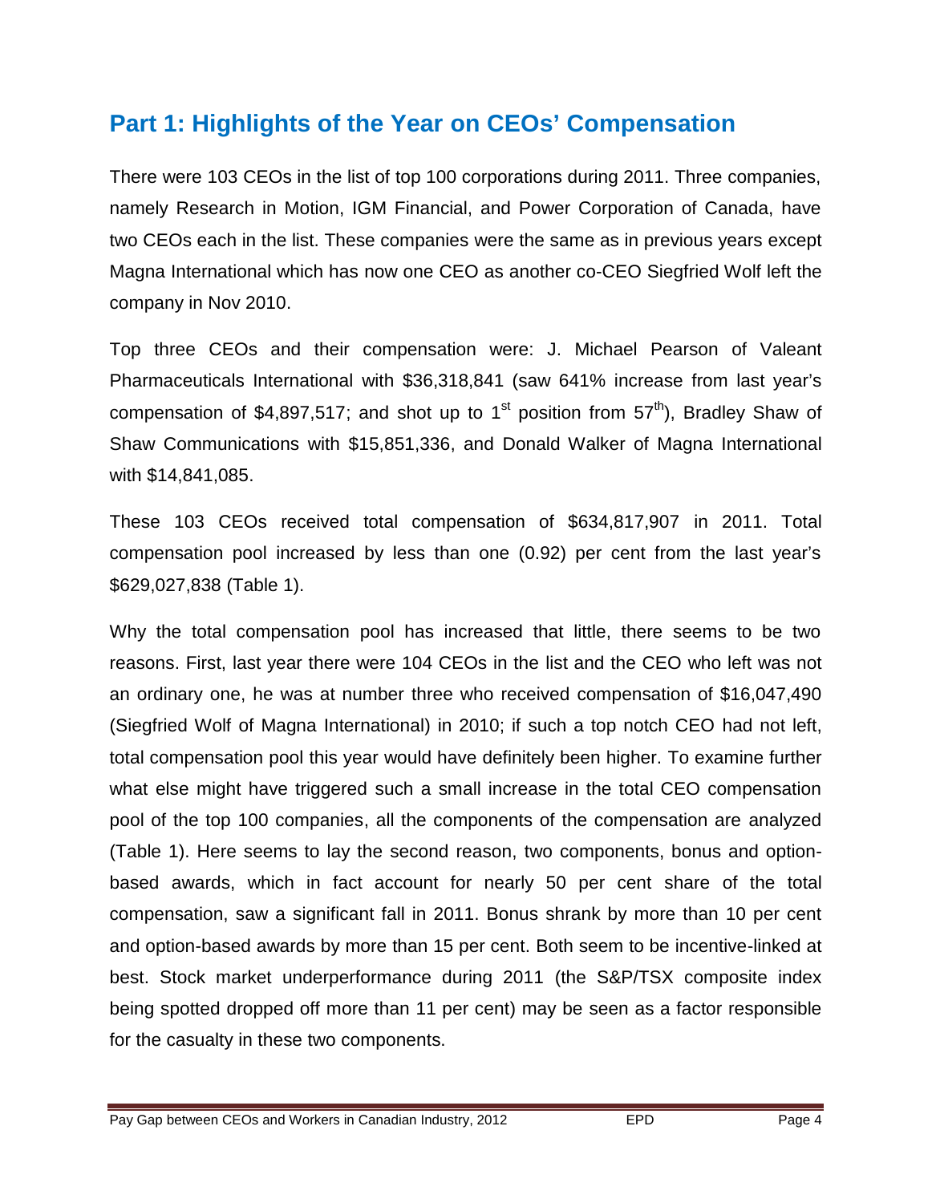## Part 1: Highlights of the Year on CEOs' Compensation

There were 103 CEOs in the list of top 100 corporations during 2011. Three companies, namely Research in Motion, IGM Financial, and Power Corporation of Canada, have two CEOs each in the list. These companies were the same as in previous years except Magna International which has now one CEO as another co-CEO Siegfried Wolf left the company in Nov 2010.

Top three CEOs and their compensation were: J. Michael Pearson of Valeant Pharmaceuticals International with $36,318,841 (saw 641% increase from last year's compensation of $4,897,517; and shot up to 1st position from 57th), Bradley Shaw of Shaw Communications with $15,851,336, and Donald Walker of Magna International with $14,841,085.

These 103 CEOs received total compensation of $634,817,907 in 2011. Total compensation pool increased by less than one (0.92) per cent from the last year's $629,027,838 (Table 1).

Why the total compensation pool has increased that little, there seems to be two reasons. First, last year there were 104 CEOs in the list and the CEO who left was not an ordinary one, he was at number three who received compensation of $16,047,490 (Siegfried Wolf of Magna International) in 2010; if such a top notch CEO had not left, total compensation pool this year would have definitely been higher. To examine further what else might have triggered such a small increase in the total CEO compensation pool of the top 100 companies, all the components of the compensation are analyzed (Table 1). Here seems to lay the second reason, two components, bonus and option-based awards, which in fact account for nearly 50 per cent share of the total compensation, saw a significant fall in 2011. Bonus shrank by more than 10 per cent and option-based awards by more than 15 per cent. Both seem to be incentive-linked at best. Stock market underperformance during 2011 (the S&P/TSX composite index being spotted dropped off more than 11 per cent) may be seen as a factor responsible for the casualty in these two components.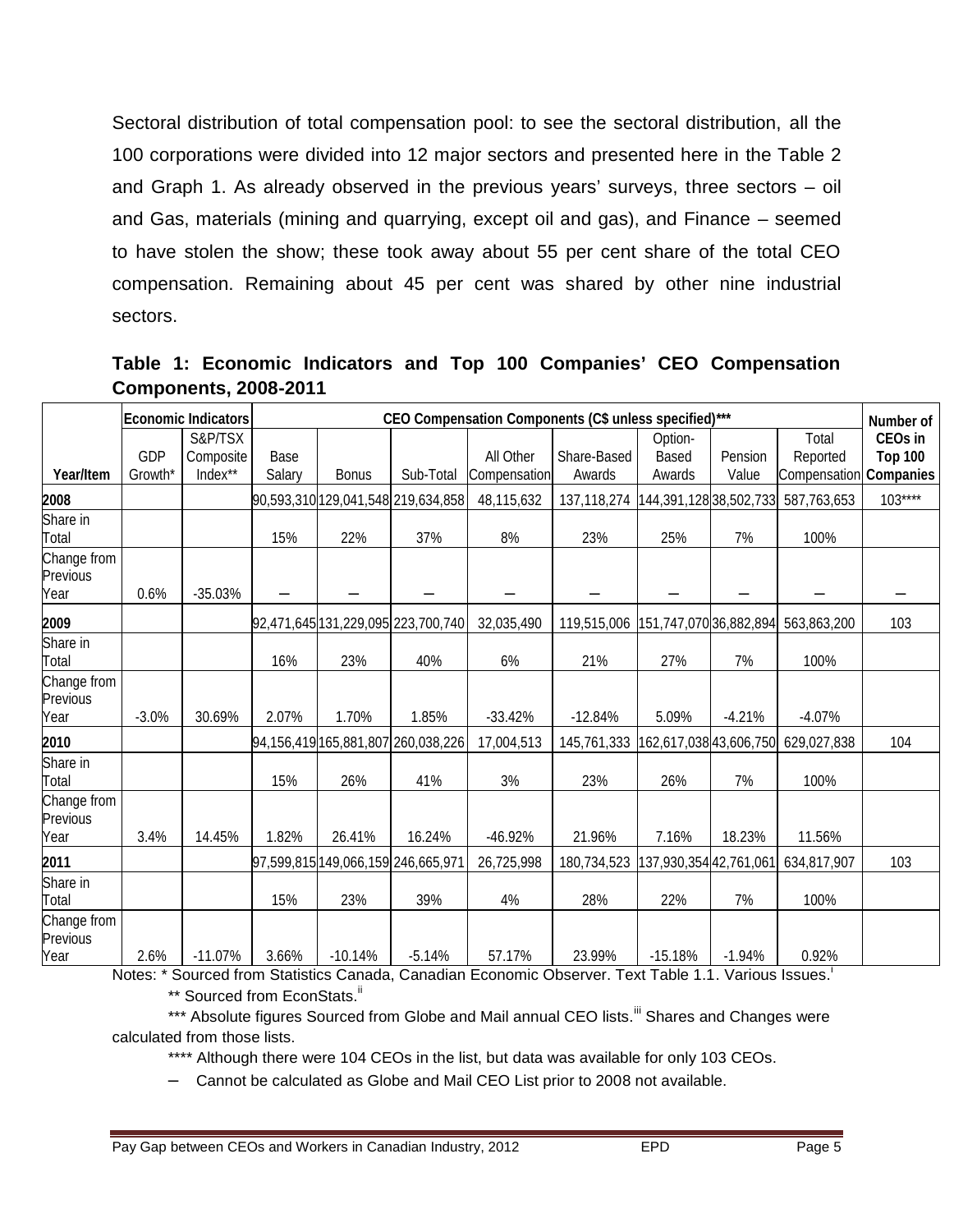Sectoral distribution of total compensation pool: to see the sectoral distribution, all the 100 corporations were divided into 12 major sectors and presented here in the Table 2 and Graph 1. As already observed in the previous years' surveys, three sectors – oil and Gas, materials (mining and quarrying, except oil and gas), and Finance – seemed to have stolen the show; these took away about 55 per cent share of the total CEO compensation. Remaining about 45 per cent was shared by other nine industrial sectors.

**Table 1: Economic Indicators and Top 100 Companies' CEO Compensation Components, 2008-2011**

| | Economic Indicators | | CEO Compensation Components (C$ unless specified)*** | | | | | | | | Number of |
|---|---|---|---|---|---|---|---|---|---|---|---|
| Year/Item | GDP Growth* | S&P/TSX Composite Index** | Base Salary | Bonus | Sub-Total | All Other Compensation | Share-Based Awards | Option-Based Awards | Pension Value | Total Reported Compensation | CEOs in Top 100 Companies |
| **2008** | | | 90,593,310 | 129,041,548 | 219,634,858 | 48,115,632 | 137,118,274 | 144,391,128 | 38,502,733 | 587,763,653 | 103**** |
| Share in Total | | | 15% | 22% | 37% | 8% | 23% | 25% | 7% | 100% | |
| Change from Previous Year | 0.6% | -35.03% | – | – | – | – | – | – | – | – | – |
| **2009** | | | 92,471,645 | 131,229,095 | 223,700,740 | 32,035,490 | 119,515,006 | 151,747,070 | 36,882,894 | 563,863,200 | 103 |
| Share in Total | | | 16% | 23% | 40% | 6% | 21% | 27% | 7% | 100% | |
| Change from Previous Year | -3.0% | 30.69% | 2.07% | 1.70% | 1.85% | -33.42% | -12.84% | 5.09% | -4.21% | -4.07% | |
| **2010** | | | 94,156,419 | 165,881,807 | 260,038,226 | 17,004,513 | 145,761,333 | 162,617,038 | 43,606,750 | 629,027,838 | 104 |
| Share in Total | | | 15% | 26% | 41% | 3% | 23% | 26% | 7% | 100% | |
| Change from Previous Year | 3.4% | 14.45% | 1.82% | 26.41% | 16.24% | -46.92% | 21.96% | 7.16% | 18.23% | 11.56% | |
| **2011** | | | 97,599,815 | 149,066,159 | 246,665,971 | 26,725,998 | 180,734,523 | 137,930,354 | 42,761,061 | 634,817,907 | 103 |
| Share in Total | | | 15% | 23% | 39% | 4% | 28% | 22% | 7% | 100% | |
| Change from Previous Year | 2.6% | -11.07% | 3.66% | -10.14% | -5.14% | 57.17% | 23.99% | -15.18% | -1.94% | 0.92% | |

Notes: * Sourced from Statistics Canada, Canadian Economic Observer. Text Table 1.1. Various Issues.[i]

** Sourced from EconStats.[ii]

*** Absolute figures Sourced from Globe and Mail annual CEO lists.[iii] Shares and Changes were calculated from those lists.

**** Although there were 104 CEOs in the list, but data was available for only 103 CEOs.

– Cannot be calculated as Globe and Mail CEO List prior to 2008 not available.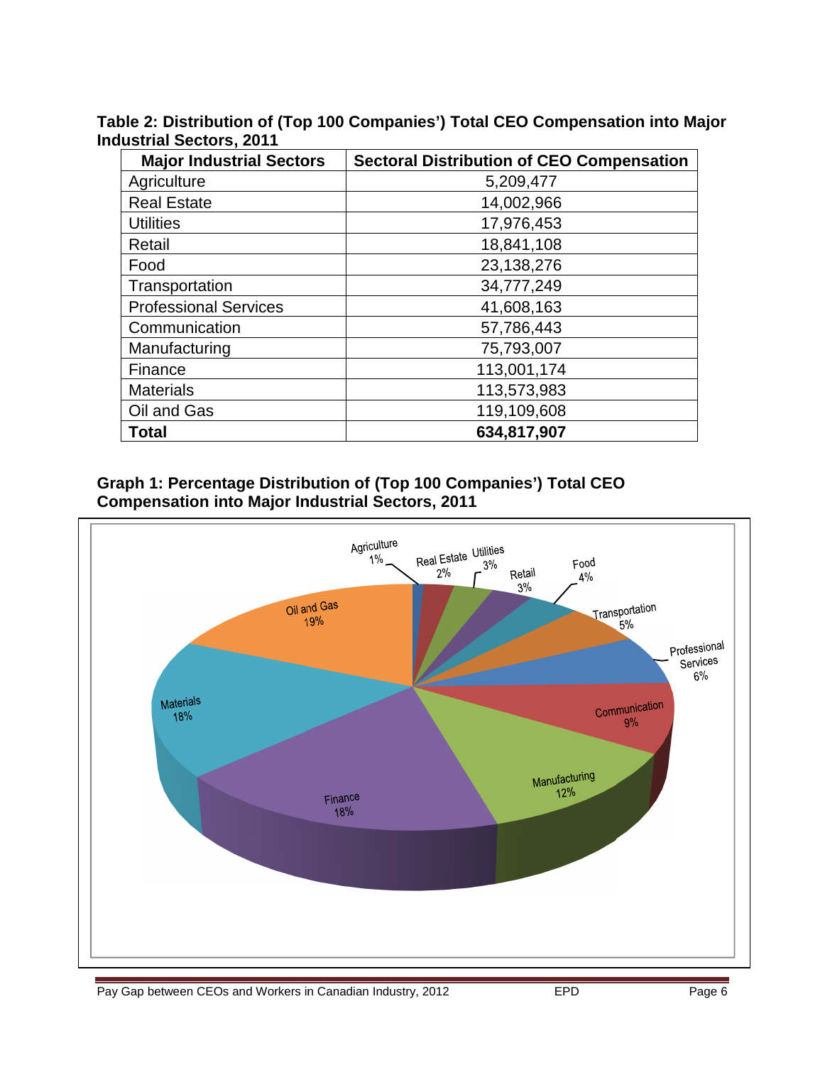**Table 2: Distribution of (Top 100 Companies') Total CEO Compensation into Major Industrial Sectors, 2011**

| Major Industrial Sectors | Sectoral Distribution of CEO Compensation |
|---|---|
| Agriculture | 5,209,477 |
| Real Estate | 14,002,966 |
| Utilities | 17,976,453 |
| Retail | 18,841,108 |
| Food | 23,138,276 |
| Transportation | 34,777,249 |
| Professional Services | 41,608,163 |
| Communication | 57,786,443 |
| Manufacturing | 75,793,007 |
| Finance | 113,001,174 |
| Materials | 113,573,983 |
| Oil and Gas | 119,109,608 |
| **Total** | **634,817,907** |

**Graph 1: Percentage Distribution of (Top 100 Companies') Total CEO Compensation into Major Industrial Sectors, 2011**

| Sector | Percentage |
|---|---|
| Agriculture | 1% |
| Real Estate | 2% |
| Utilities | 3% |
| Retail | 3% |
| Food | 4% |
| Transportation | 5% |
| Professional Services | 6% |
| Communication | 9% |
| Manufacturing | 12% |
| Finance | 18% |
| Materials | 18% |
| Oil and Gas | 19% |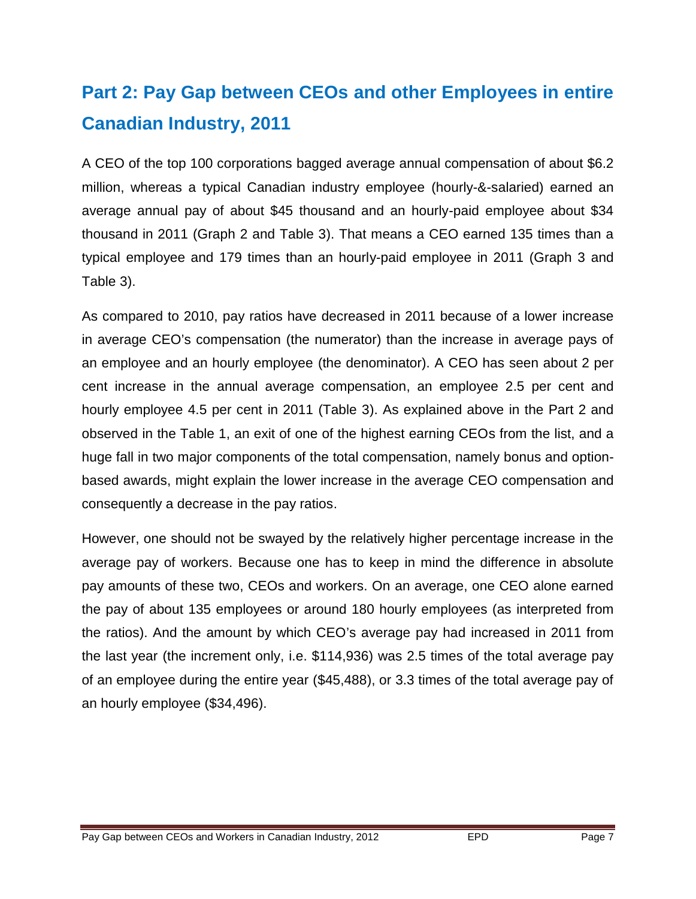## Part 2: Pay Gap between CEOs and other Employees in entire Canadian Industry, 2011

A CEO of the top 100 corporations bagged average annual compensation of about $6.2 million, whereas a typical Canadian industry employee (hourly-&-salaried) earned an average annual pay of about $45 thousand and an hourly-paid employee about $34 thousand in 2011 (Graph 2 and Table 3). That means a CEO earned 135 times than a typical employee and 179 times than an hourly-paid employee in 2011 (Graph 3 and Table 3).

As compared to 2010, pay ratios have decreased in 2011 because of a lower increase in average CEO's compensation (the numerator) than the increase in average pays of an employee and an hourly employee (the denominator). A CEO has seen about 2 per cent increase in the annual average compensation, an employee 2.5 per cent and hourly employee 4.5 per cent in 2011 (Table 3). As explained above in the Part 2 and observed in the Table 1, an exit of one of the highest earning CEOs from the list, and a huge fall in two major components of the total compensation, namely bonus and option-based awards, might explain the lower increase in the average CEO compensation and consequently a decrease in the pay ratios.

However, one should not be swayed by the relatively higher percentage increase in the average pay of workers. Because one has to keep in mind the difference in absolute pay amounts of these two, CEOs and workers. On an average, one CEO alone earned the pay of about 135 employees or around 180 hourly employees (as interpreted from the ratios). And the amount by which CEO's average pay had increased in 2011 from the last year (the increment only, i.e. $114,936) was 2.5 times of the total average pay of an employee during the entire year ($45,488), or 3.3 times of the total average pay of an hourly employee ($34,496).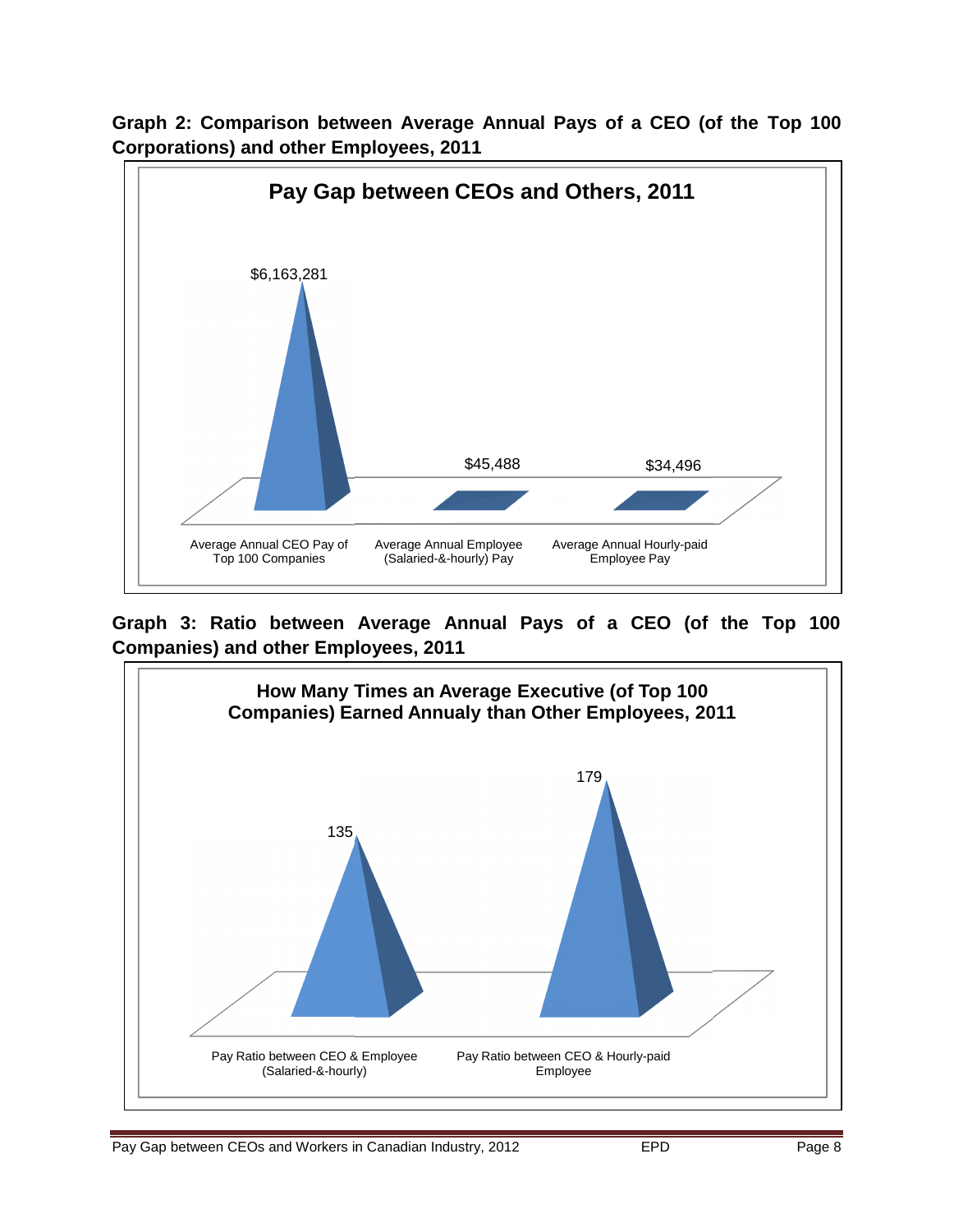**Graph 2: Comparison between Average Annual Pays of a CEO (of the Top 100 Corporations) and other Employees, 2011**

**Pay Gap between CEOs and Others, 2011**

| Category | Value |
|---|---|
| Average Annual CEO Pay of Top 100 Companies | $6,163,281 |
| Average Annual Employee (Salaried-&-hourly) Pay | $45,488 |
| Average Annual Hourly-paid Employee Pay | $34,496 |

**Graph 3: Ratio between Average Annual Pays of a CEO (of the Top 100 Companies) and other Employees, 2011**

**How Many Times an Average Executive (of Top 100 Companies) Earned Annualy than Other Employees, 2011**

| Category | Value |
|---|---|
| Pay Ratio between CEO & Employee (Salaried-&-hourly) | 135 |
| Pay Ratio between CEO & Hourly-paid Employee | 179 |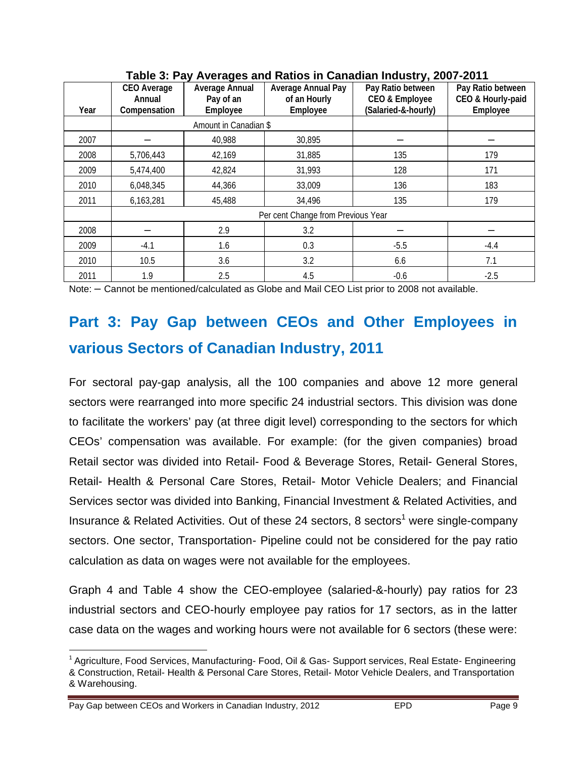**Table 3: Pay Averages and Ratios in Canadian Industry, 2007-2011**

| Year | CEO Average Annual Compensation | Average Annual Pay of an Employee | Average Annual Pay of an Hourly Employee | Pay Ratio between CEO & Employee (Salaried-&-hourly) | Pay Ratio between CEO & Hourly-paid Employee |
|---|---|---|---|---|---|
| | Amount in Canadian $ | | | | |
| 2007 | – | 40,988 | 30,895 | – | – |
| 2008 | 5,706,443 | 42,169 | 31,885 | 135 | 179 |
| 2009 | 5,474,400 | 42,824 | 31,993 | 128 | 171 |
| 2010 | 6,048,345 | 44,366 | 33,009 | 136 | 183 |
| 2011 | 6,163,281 | 45,488 | 34,496 | 135 | 179 |
| | Per cent Change from Previous Year | | | | |
| 2008 | – | 2.9 | 3.2 | – | – |
| 2009 | -4.1 | 1.6 | 0.3 | -5.5 | -4.4 |
| 2010 | 10.5 | 3.6 | 3.2 | 6.6 | 7.1 |
| 2011 | 1.9 | 2.5 | 4.5 | -0.6 | -2.5 |

Note: – Cannot be mentioned/calculated as Globe and Mail CEO List prior to 2008 not available.

## Part 3: Pay Gap between CEOs and Other Employees in various Sectors of Canadian Industry, 2011

For sectoral pay-gap analysis, all the 100 companies and above 12 more general sectors were rearranged into more specific 24 industrial sectors. This division was done to facilitate the workers' pay (at three digit level) corresponding to the sectors for which CEOs' compensation was available. For example: (for the given companies) broad Retail sector was divided into Retail- Food & Beverage Stores, Retail- General Stores, Retail- Health & Personal Care Stores, Retail- Motor Vehicle Dealers; and Financial Services sector was divided into Banking, Financial Investment & Related Activities, and Insurance & Related Activities. Out of these 24 sectors, 8 sectors[1] were single-company sectors. One sector, Transportation- Pipeline could not be considered for the pay ratio calculation as data on wages were not available for the employees.

Graph 4 and Table 4 show the CEO-employee (salaried-&-hourly) pay ratios for 23 industrial sectors and CEO-hourly employee pay ratios for 17 sectors, as in the latter case data on the wages and working hours were not available for 6 sectors (these were:

[1] Agriculture, Food Services, Manufacturing- Food, Oil & Gas- Support services, Real Estate- Engineering & Construction, Retail- Health & Personal Care Stores, Retail- Motor Vehicle Dealers, and Transportation & Warehousing.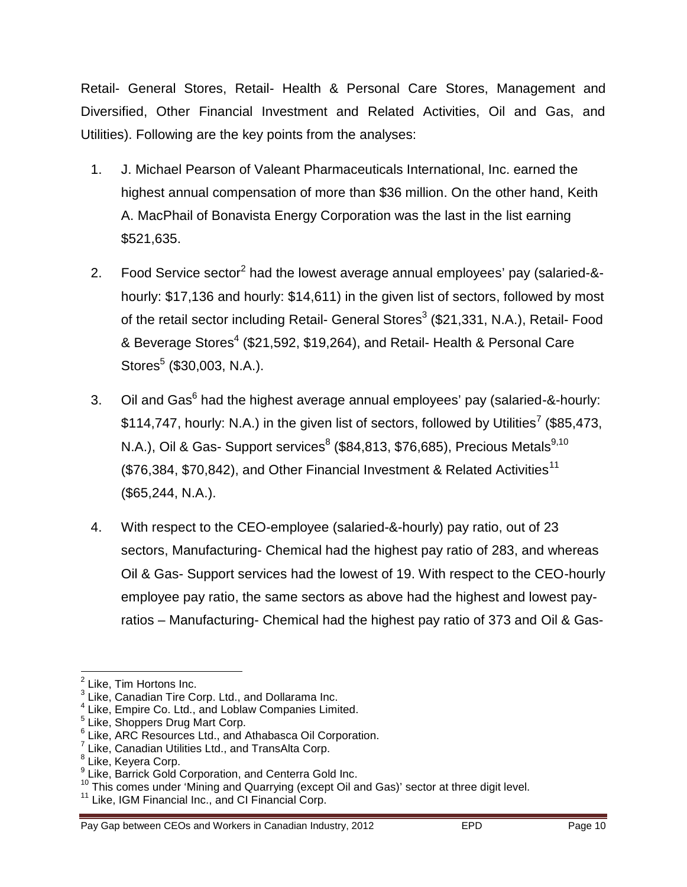Retail- General Stores, Retail- Health & Personal Care Stores, Management and Diversified, Other Financial Investment and Related Activities, Oil and Gas, and Utilities). Following are the key points from the analyses:

1. J. Michael Pearson of Valeant Pharmaceuticals International, Inc. earned the highest annual compensation of more than $36 million. On the other hand, Keith A. MacPhail of Bonavista Energy Corporation was the last in the list earning $521,635.

2. Food Service sector[2] had the lowest average annual employees' pay (salaried-&-hourly: $17,136 and hourly: $14,611) in the given list of sectors, followed by most of the retail sector including Retail- General Stores[3] ($21,331, N.A.), Retail- Food & Beverage Stores[4] ($21,592, $19,264), and Retail- Health & Personal Care Stores[5] ($30,003, N.A.).

3. Oil and Gas[6] had the highest average annual employees' pay (salaried-&-hourly: $114,747, hourly: N.A.) in the given list of sectors, followed by Utilities[7] ($85,473, N.A.), Oil & Gas- Support services[8] ($84,813, $76,685), Precious Metals[9,10] ($76,384, $70,842), and Other Financial Investment & Related Activities[11] ($65,244, N.A.).

4. With respect to the CEO-employee (salaried-&-hourly) pay ratio, out of 23 sectors, Manufacturing- Chemical had the highest pay ratio of 283, and whereas Oil & Gas- Support services had the lowest of 19. With respect to the CEO-hourly employee pay ratio, the same sectors as above had the highest and lowest pay-ratios – Manufacturing- Chemical had the highest pay ratio of 373 and Oil & Gas-

---

[2] Like, Tim Hortons Inc.
[3] Like, Canadian Tire Corp. Ltd., and Dollarama Inc.
[4] Like, Empire Co. Ltd., and Loblaw Companies Limited.
[5] Like, Shoppers Drug Mart Corp.
[6] Like, ARC Resources Ltd., and Athabasca Oil Corporation.
[7] Like, Canadian Utilities Ltd., and TransAlta Corp.
[8] Like, Keyera Corp.
[9] Like, Barrick Gold Corporation, and Centerra Gold Inc.
[10] This comes under 'Mining and Quarrying (except Oil and Gas)' sector at three digit level.
[11] Like, IGM Financial Inc., and CI Financial Corp.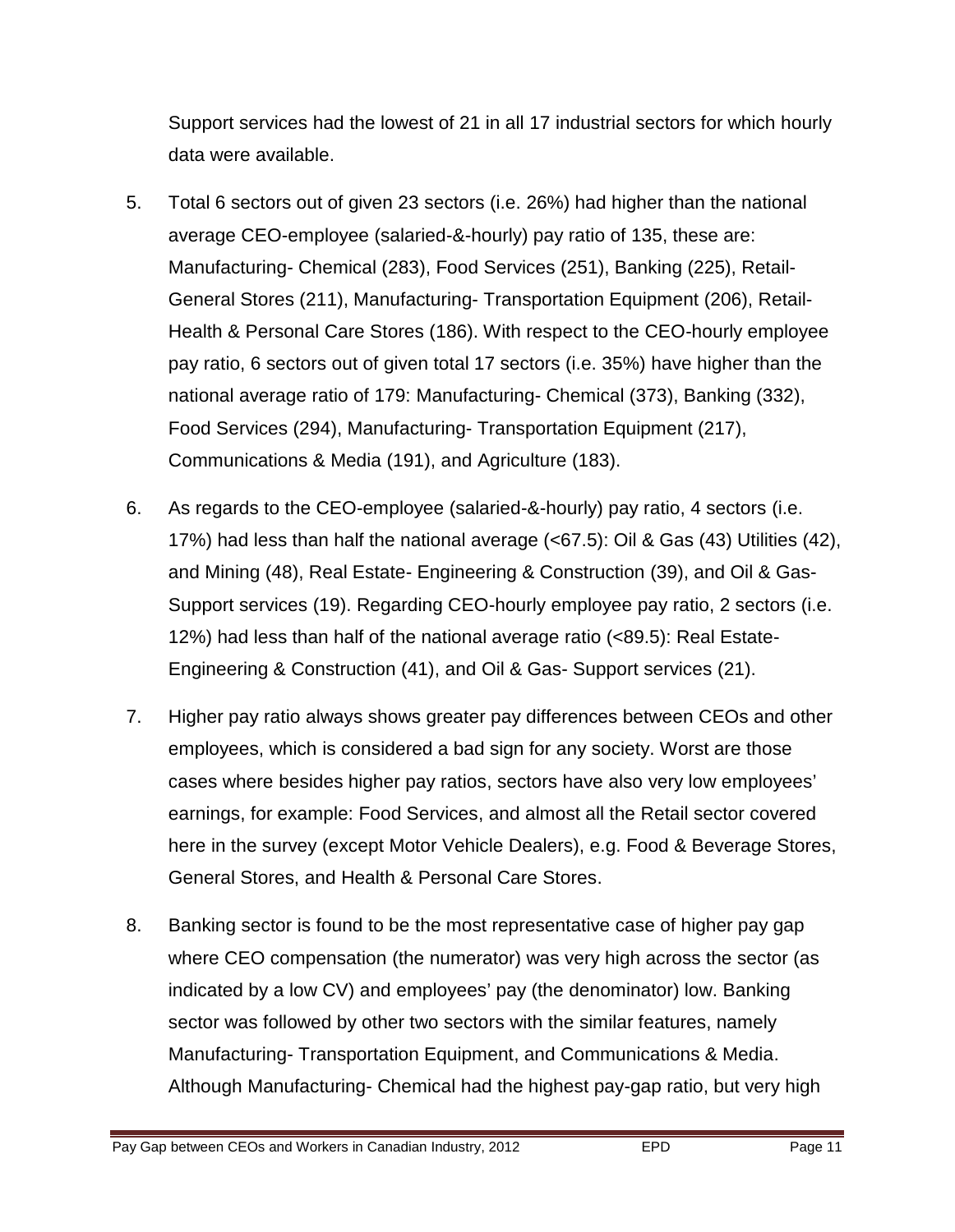Support services had the lowest of 21 in all 17 industrial sectors for which hourly data were available.

5. Total 6 sectors out of given 23 sectors (i.e. 26%) had higher than the national average CEO-employee (salaried-&-hourly) pay ratio of 135, these are: Manufacturing- Chemical (283), Food Services (251), Banking (225), Retail- General Stores (211), Manufacturing- Transportation Equipment (206), Retail- Health & Personal Care Stores (186). With respect to the CEO-hourly employee pay ratio, 6 sectors out of given total 17 sectors (i.e. 35%) have higher than the national average ratio of 179: Manufacturing- Chemical (373), Banking (332), Food Services (294), Manufacturing- Transportation Equipment (217), Communications & Media (191), and Agriculture (183).

6. As regards to the CEO-employee (salaried-&-hourly) pay ratio, 4 sectors (i.e. 17%) had less than half the national average (<67.5): Oil & Gas (43) Utilities (42), and Mining (48), Real Estate- Engineering & Construction (39), and Oil & Gas- Support services (19). Regarding CEO-hourly employee pay ratio, 2 sectors (i.e. 12%) had less than half of the national average ratio (<89.5): Real Estate- Engineering & Construction (41), and Oil & Gas- Support services (21).

7. Higher pay ratio always shows greater pay differences between CEOs and other employees, which is considered a bad sign for any society. Worst are those cases where besides higher pay ratios, sectors have also very low employees' earnings, for example: Food Services, and almost all the Retail sector covered here in the survey (except Motor Vehicle Dealers), e.g. Food & Beverage Stores, General Stores, and Health & Personal Care Stores.

8. Banking sector is found to be the most representative case of higher pay gap where CEO compensation (the numerator) was very high across the sector (as indicated by a low CV) and employees' pay (the denominator) low. Banking sector was followed by other two sectors with the similar features, namely Manufacturing- Transportation Equipment, and Communications & Media. Although Manufacturing- Chemical had the highest pay-gap ratio, but very high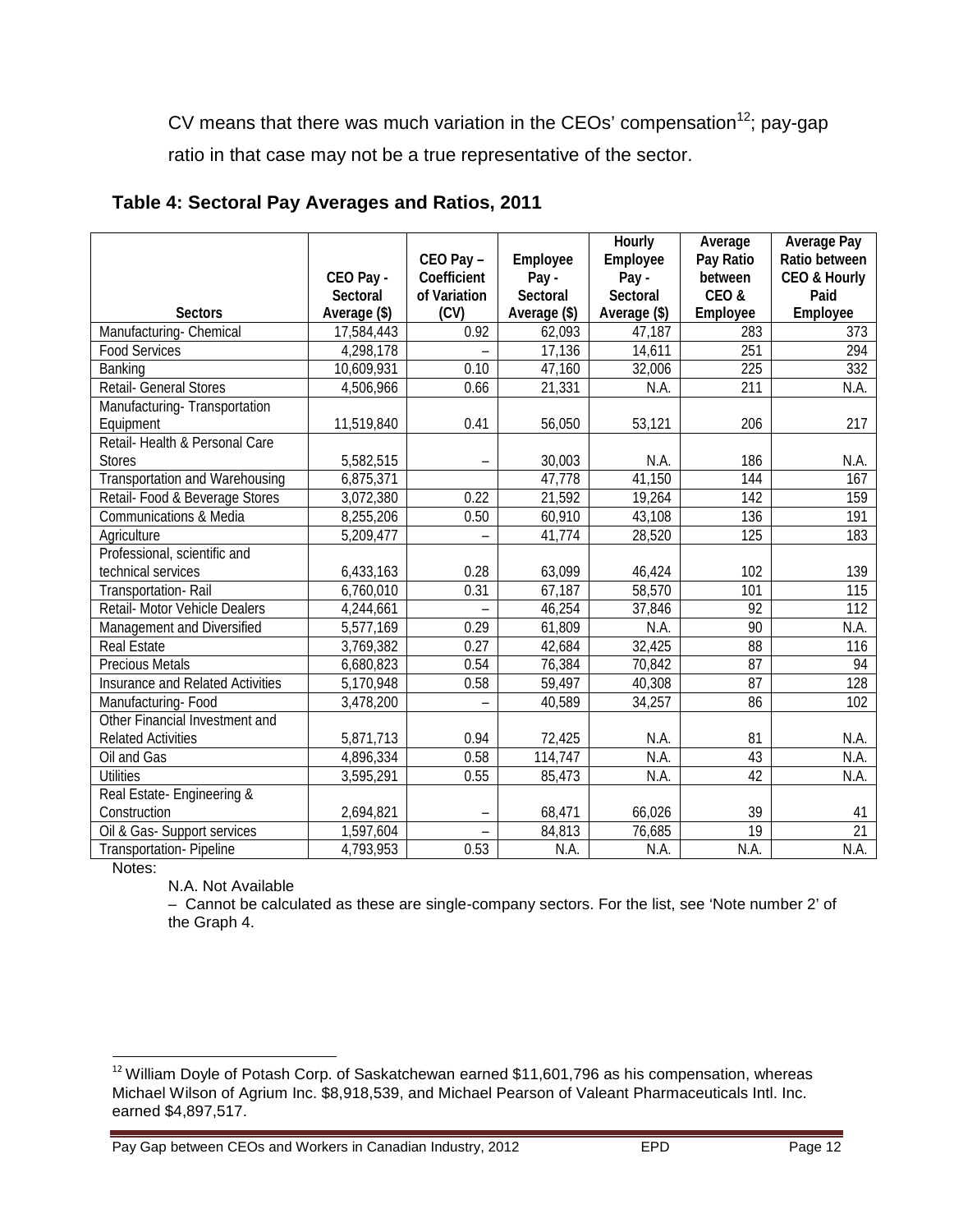CV means that there was much variation in the CEOs' compensation[12]; pay-gap ratio in that case may not be a true representative of the sector.

**Table 4: Sectoral Pay Averages and Ratios, 2011**

| Sectors | CEO Pay - Sectoral Average ($) | CEO Pay – Coefficient of Variation (CV) | Employee Pay - Sectoral Average ($) | Hourly Employee Pay - Sectoral Average ($) | Average Pay Ratio between CEO & Employee | Average Pay Ratio between CEO & Hourly Paid Employee |
|---|---|---|---|---|---|---|
| Manufacturing- Chemical | 17,584,443 | 0.92 | 62,093 | 47,187 | 283 | 373 |
| Food Services | 4,298,178 | – | 17,136 | 14,611 | 251 | 294 |
| Banking | 10,609,931 | 0.10 | 47,160 | 32,006 | 225 | 332 |
| Retail- General Stores | 4,506,966 | 0.66 | 21,331 | N.A. | 211 | N.A. |
| Manufacturing- Transportation Equipment | 11,519,840 | 0.41 | 56,050 | 53,121 | 206 | 217 |
| Retail- Health & Personal Care Stores | 5,582,515 | – | 30,003 | N.A. | 186 | N.A. |
| Transportation and Warehousing | 6,875,371 | | 47,778 | 41,150 | 144 | 167 |
| Retail- Food & Beverage Stores | 3,072,380 | 0.22 | 21,592 | 19,264 | 142 | 159 |
| Communications & Media | 8,255,206 | 0.50 | 60,910 | 43,108 | 136 | 191 |
| Agriculture | 5,209,477 | – | 41,774 | 28,520 | 125 | 183 |
| Professional, scientific and technical services | 6,433,163 | 0.28 | 63,099 | 46,424 | 102 | 139 |
| Transportation- Rail | 6,760,010 | 0.31 | 67,187 | 58,570 | 101 | 115 |
| Retail- Motor Vehicle Dealers | 4,244,661 | – | 46,254 | 37,846 | 92 | 112 |
| Management and Diversified | 5,577,169 | 0.29 | 61,809 | N.A. | 90 | N.A. |
| Real Estate | 3,769,382 | 0.27 | 42,684 | 32,425 | 88 | 116 |
| Precious Metals | 6,680,823 | 0.54 | 76,384 | 70,842 | 87 | 94 |
| Insurance and Related Activities | 5,170,948 | 0.58 | 59,497 | 40,308 | 87 | 128 |
| Manufacturing- Food | 3,478,200 | – | 40,589 | 34,257 | 86 | 102 |
| Other Financial Investment and Related Activities | 5,871,713 | 0.94 | 72,425 | N.A. | 81 | N.A. |
| Oil and Gas | 4,896,334 | 0.58 | 114,747 | N.A. | 43 | N.A. |
| Utilities | 3,595,291 | 0.55 | 85,473 | N.A. | 42 | N.A. |
| Real Estate- Engineering & Construction | 2,694,821 | – | 68,471 | 66,026 | 39 | 41 |
| Oil & Gas- Support services | 1,597,604 | – | 84,813 | 76,685 | 19 | 21 |
| Transportation- Pipeline | 4,793,953 | 0.53 | N.A. | N.A. | N.A. | N.A. |

Notes:

N.A. Not Available

– Cannot be calculated as these are single-company sectors. For the list, see 'Note number 2' of the Graph 4.

[12] William Doyle of Potash Corp. of Saskatchewan earned $11,601,796 as his compensation, whereas Michael Wilson of Agrium Inc. $8,918,539, and Michael Pearson of Valeant Pharmaceuticals Intl. Inc. earned $4,897,517.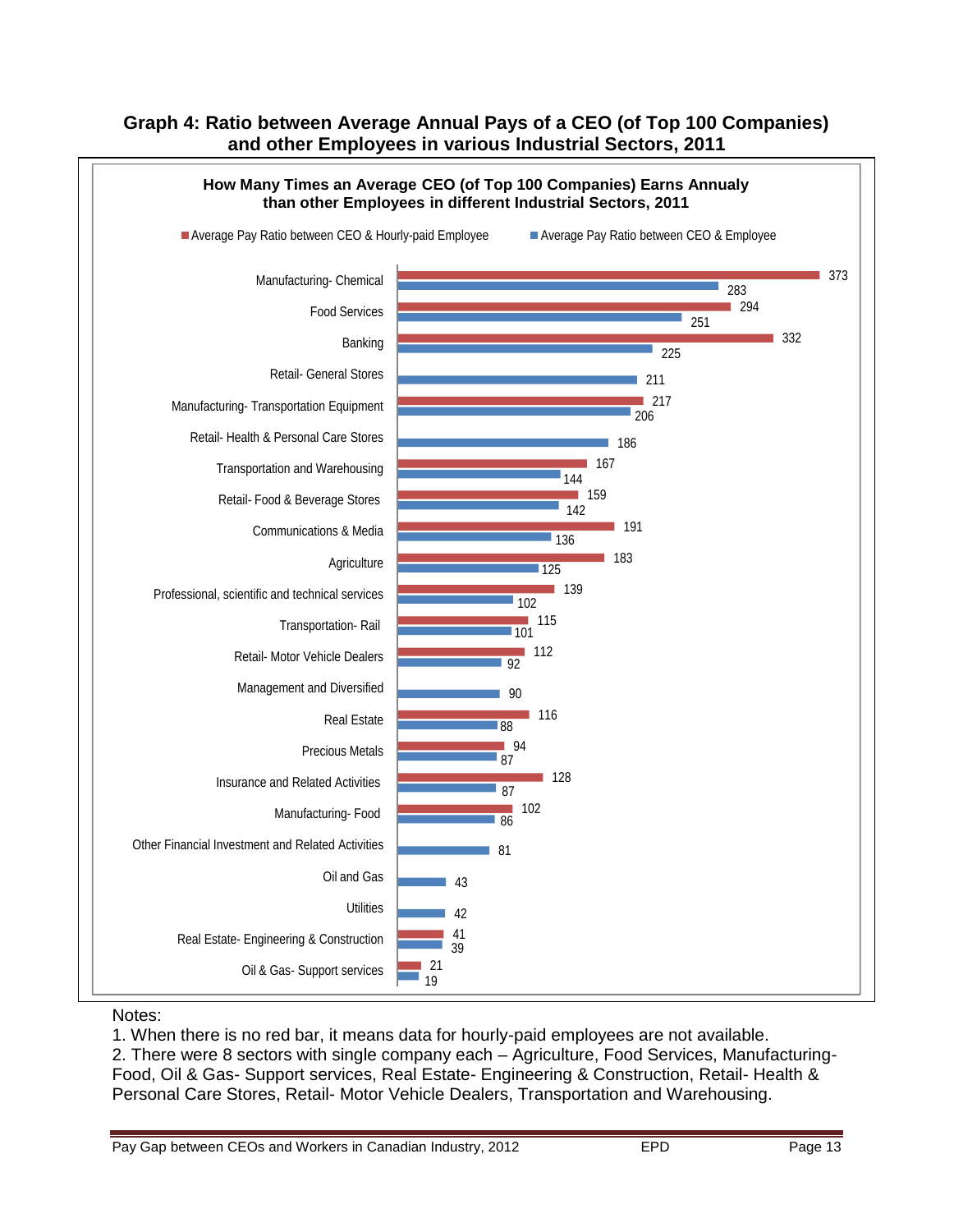**Graph 4: Ratio between Average Annual Pays of a CEO (of Top 100 Companies) and other Employees in various Industrial Sectors, 2011**

**How Many Times an Average CEO (of Top 100 Companies) Earns Annualy than other Employees in different Industrial Sectors, 2011**

| Sector | Average Pay Ratio between CEO & Hourly-paid Employee | Average Pay Ratio between CEO & Employee |
|---|---|---|
| Manufacturing- Chemical | 373 | 283 |
| Food Services | 294 | 251 |
| Banking | 332 | 225 |
| Retail- General Stores | | 211 |
| Manufacturing- Transportation Equipment | 217 | 206 |
| Retail- Health & Personal Care Stores | | 186 |
| Transportation and Warehousing | 167 | 144 |
| Retail- Food & Beverage Stores | 159 | 142 |
| Communications & Media | 191 | 136 |
| Agriculture | 183 | 125 |
| Professional, scientific and technical services | 139 | 102 |
| Transportation- Rail | 115 | 101 |
| Retail- Motor Vehicle Dealers | 112 | 92 |
| Management and Diversified | | 90 |
| Real Estate | 116 | 88 |
| Precious Metals | 94 | 87 |
| Insurance and Related Activities | 128 | 87 |
| Manufacturing- Food | 102 | 86 |
| Other Financial Investment and Related Activities | | 81 |
| Oil and Gas | | 43 |
| Utilities | | 42 |
| Real Estate- Engineering & Construction | 41 | 39 |
| Oil & Gas- Support services | 21 | 19 |

Notes:

1. When there is no red bar, it means data for hourly-paid employees are not available.
2. There were 8 sectors with single company each – Agriculture, Food Services, Manufacturing-Food, Oil & Gas- Support services, Real Estate- Engineering & Construction, Retail- Health & Personal Care Stores, Retail- Motor Vehicle Dealers, Transportation and Warehousing.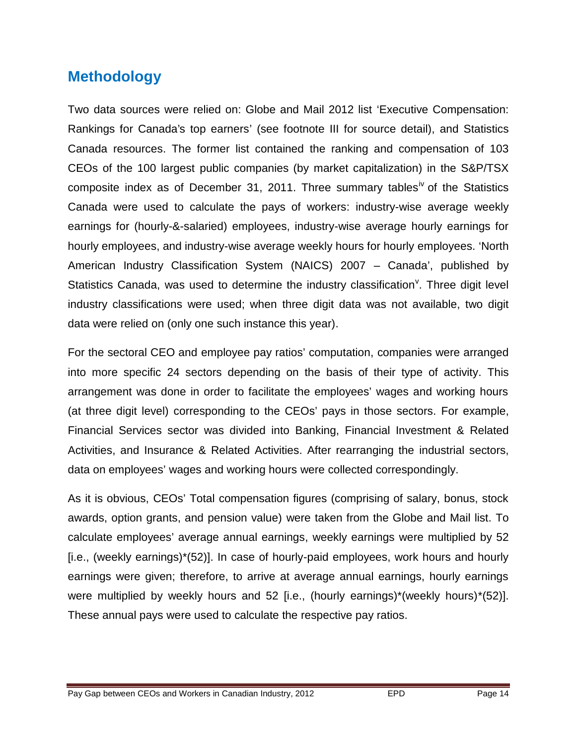## Methodology

Two data sources were relied on: Globe and Mail 2012 list 'Executive Compensation: Rankings for Canada's top earners' (see footnote III for source detail), and Statistics Canada resources. The former list contained the ranking and compensation of 103 CEOs of the 100 largest public companies (by market capitalization) in the S&P/TSX composite index as of December 31, 2011. Three summary tables[iv] of the Statistics Canada were used to calculate the pays of workers: industry-wise average weekly earnings for (hourly-&-salaried) employees, industry-wise average hourly earnings for hourly employees, and industry-wise average weekly hours for hourly employees. 'North American Industry Classification System (NAICS) 2007 – Canada', published by Statistics Canada, was used to determine the industry classification[v]. Three digit level industry classifications were used; when three digit data was not available, two digit data were relied on (only one such instance this year).

For the sectoral CEO and employee pay ratios' computation, companies were arranged into more specific 24 sectors depending on the basis of their type of activity. This arrangement was done in order to facilitate the employees' wages and working hours (at three digit level) corresponding to the CEOs' pays in those sectors. For example, Financial Services sector was divided into Banking, Financial Investment & Related Activities, and Insurance & Related Activities. After rearranging the industrial sectors, data on employees' wages and working hours were collected correspondingly.

As it is obvious, CEOs' Total compensation figures (comprising of salary, bonus, stock awards, option grants, and pension value) were taken from the Globe and Mail list. To calculate employees' average annual earnings, weekly earnings were multiplied by 52 [i.e., (weekly earnings)*(52)]. In case of hourly-paid employees, work hours and hourly earnings were given; therefore, to arrive at average annual earnings, hourly earnings were multiplied by weekly hours and 52 [i.e., (hourly earnings)*(weekly hours)*(52)]. These annual pays were used to calculate the respective pay ratios.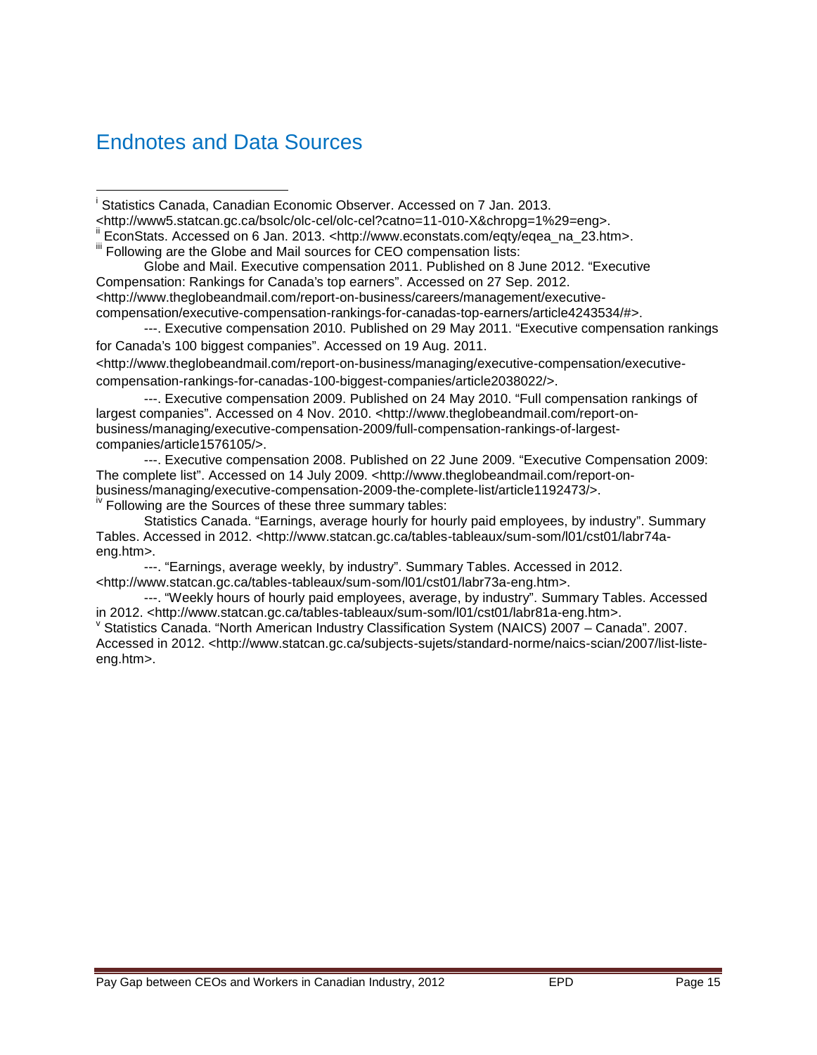## Endnotes and Data Sources

[i] Statistics Canada, Canadian Economic Observer. Accessed on 7 Jan. 2013. <http://www5.statcan.gc.ca/bsolc/olc-cel/olc-cel?catno=11-010-X&chropg=1%29=eng>.

[ii] EconStats. Accessed on 6 Jan. 2013. <http://www.econstats.com/eqty/eqea_na_23.htm>.

[iii] Following are the Globe and Mail sources for CEO compensation lists:

Globe and Mail. Executive compensation 2011. Published on 8 June 2012. "Executive Compensation: Rankings for Canada's top earners". Accessed on 27 Sep. 2012. <http://www.theglobeandmail.com/report-on-business/careers/management/executive-compensation/executive-compensation-rankings-for-canadas-top-earners/article4243534/#>.

---. Executive compensation 2010. Published on 29 May 2011. "Executive compensation rankings for Canada's 100 biggest companies". Accessed on 19 Aug. 2011. <http://www.theglobeandmail.com/report-on-business/managing/executive-compensation/executive-compensation-rankings-for-canadas-100-biggest-companies/article2038022/>.

---. Executive compensation 2009. Published on 24 May 2010. "Full compensation rankings of largest companies". Accessed on 4 Nov. 2010. <http://www.theglobeandmail.com/report-on-business/managing/executive-compensation-2009/full-compensation-rankings-of-largest-companies/article1576105/>.

---. Executive compensation 2008. Published on 22 June 2009. "Executive Compensation 2009: The complete list". Accessed on 14 July 2009. <http://www.theglobeandmail.com/report-on-business/managing/executive-compensation-2009-the-complete-list/article1192473/>.

[iv] Following are the Sources of these three summary tables:

Statistics Canada. "Earnings, average hourly for hourly paid employees, by industry". Summary Tables. Accessed in 2012. <http://www.statcan.gc.ca/tables-tableaux/sum-som/l01/cst01/labr74a-eng.htm>.

---. "Earnings, average weekly, by industry". Summary Tables. Accessed in 2012. <http://www.statcan.gc.ca/tables-tableaux/sum-som/l01/cst01/labr73a-eng.htm>.

---. "Weekly hours of hourly paid employees, average, by industry". Summary Tables. Accessed in 2012. <http://www.statcan.gc.ca/tables-tableaux/sum-som/l01/cst01/labr81a-eng.htm>.

[v] Statistics Canada. "North American Industry Classification System (NAICS) 2007 – Canada". 2007. Accessed in 2012. <http://www.statcan.gc.ca/subjects-sujets/standard-norme/naics-scian/2007/list-liste-eng.htm>.